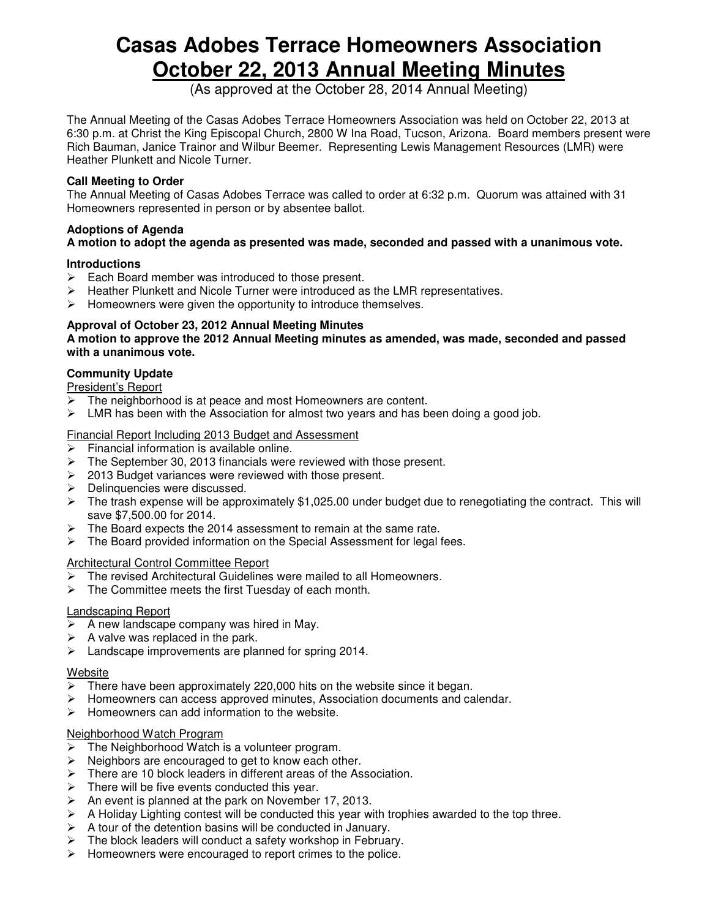# Casas Adobes Terrace Homeowners Association
## October 22, 2013 Annual Meeting Minutes

(As approved at the October 28, 2014 Annual Meeting)

The Annual Meeting of the Casas Adobes Terrace Homeowners Association was held on October 22, 2013 at 6:30 p.m. at Christ the King Episcopal Church, 2800 W Ina Road, Tucson, Arizona. Board members present were Rich Bauman, Janice Trainor and Wilbur Beemer. Representing Lewis Management Resources (LMR) were Heather Plunkett and Nicole Turner.

**Call Meeting to Order**

The Annual Meeting of Casas Adobes Terrace was called to order at 6:32 p.m. Quorum was attained with 31 Homeowners represented in person or by absentee ballot.

**Adoptions of Agenda**

**A motion to adopt the agenda as presented was made, seconded and passed with a unanimous vote.**

**Introductions**

- Each Board member was introduced to those present.
- Heather Plunkett and Nicole Turner were introduced as the LMR representatives.
- Homeowners were given the opportunity to introduce themselves.

**Approval of October 23, 2012 Annual Meeting Minutes**

**A motion to approve the 2012 Annual Meeting minutes as amended, was made, seconded and passed with a unanimous vote.**

**Community Update**

President's Report

- The neighborhood is at peace and most Homeowners are content.
- LMR has been with the Association for almost two years and has been doing a good job.

Financial Report Including 2013 Budget and Assessment

- Financial information is available online.
- The September 30, 2013 financials were reviewed with those present.
- 2013 Budget variances were reviewed with those present.
- Delinquencies were discussed.
- The trash expense will be approximately $1,025.00 under budget due to renegotiating the contract. This will save $7,500.00 for 2014.
- The Board expects the 2014 assessment to remain at the same rate.
- The Board provided information on the Special Assessment for legal fees.

Architectural Control Committee Report

- The revised Architectural Guidelines were mailed to all Homeowners.
- The Committee meets the first Tuesday of each month.

Landscaping Report

- A new landscape company was hired in May.
- A valve was replaced in the park.
- Landscape improvements are planned for spring 2014.

Website

- There have been approximately 220,000 hits on the website since it began.
- Homeowners can access approved minutes, Association documents and calendar.
- Homeowners can add information to the website.

Neighborhood Watch Program

- The Neighborhood Watch is a volunteer program.
- Neighbors are encouraged to get to know each other.
- There are 10 block leaders in different areas of the Association.
- There will be five events conducted this year.
- An event is planned at the park on November 17, 2013.
- A Holiday Lighting contest will be conducted this year with trophies awarded to the top three.
- A tour of the detention basins will be conducted in January.
- The block leaders will conduct a safety workshop in February.
- Homeowners were encouraged to report crimes to the police.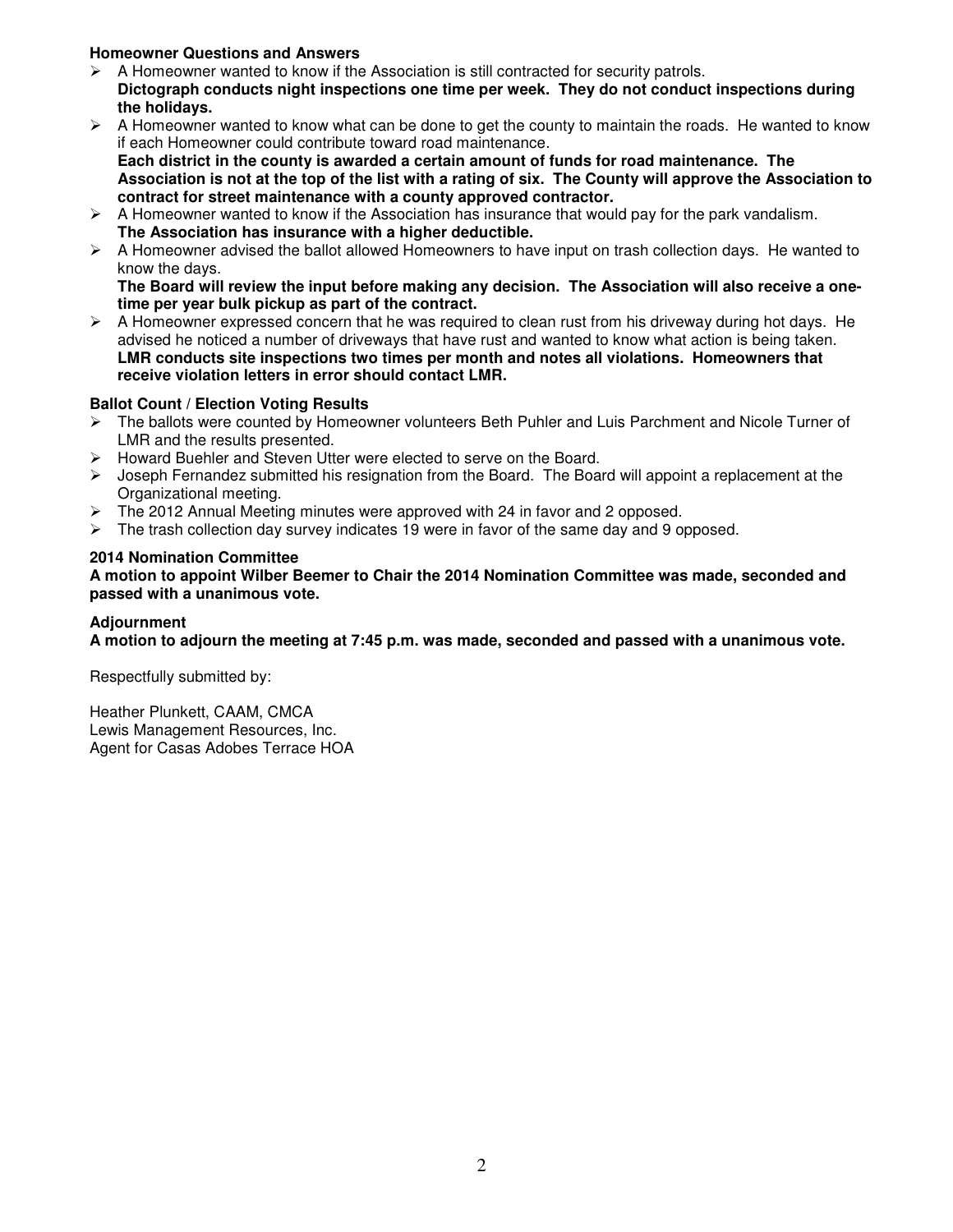**Homeowner Questions and Answers**

- A Homeowner wanted to know if the Association is still contracted for security patrols.
  **Dictograph conducts night inspections one time per week. They do not conduct inspections during the holidays.**
- A Homeowner wanted to know what can be done to get the county to maintain the roads. He wanted to know if each Homeowner could contribute toward road maintenance.
  **Each district in the county is awarded a certain amount of funds for road maintenance. The Association is not at the top of the list with a rating of six. The County will approve the Association to contract for street maintenance with a county approved contractor.**
- A Homeowner wanted to know if the Association has insurance that would pay for the park vandalism.
  **The Association has insurance with a higher deductible.**
- A Homeowner advised the ballot allowed Homeowners to have input on trash collection days. He wanted to know the days.
  **The Board will review the input before making any decision. The Association will also receive a one-time per year bulk pickup as part of the contract.**
- A Homeowner expressed concern that he was required to clean rust from his driveway during hot days. He advised he noticed a number of driveways that have rust and wanted to know what action is being taken.
  **LMR conducts site inspections two times per month and notes all violations. Homeowners that receive violation letters in error should contact LMR.**

**Ballot Count / Election Voting Results**

- The ballots were counted by Homeowner volunteers Beth Puhler and Luis Parchment and Nicole Turner of LMR and the results presented.
- Howard Buehler and Steven Utter were elected to serve on the Board.
- Joseph Fernandez submitted his resignation from the Board. The Board will appoint a replacement at the Organizational meeting.
- The 2012 Annual Meeting minutes were approved with 24 in favor and 2 opposed.
- The trash collection day survey indicates 19 were in favor of the same day and 9 opposed.

**2014 Nomination Committee**

**A motion to appoint Wilber Beemer to Chair the 2014 Nomination Committee was made, seconded and passed with a unanimous vote.**

**Adjournment**

**A motion to adjourn the meeting at 7:45 p.m. was made, seconded and passed with a unanimous vote.**

Respectfully submitted by:

Heather Plunkett, CAAM, CMCA
Lewis Management Resources, Inc.
Agent for Casas Adobes Terrace HOA